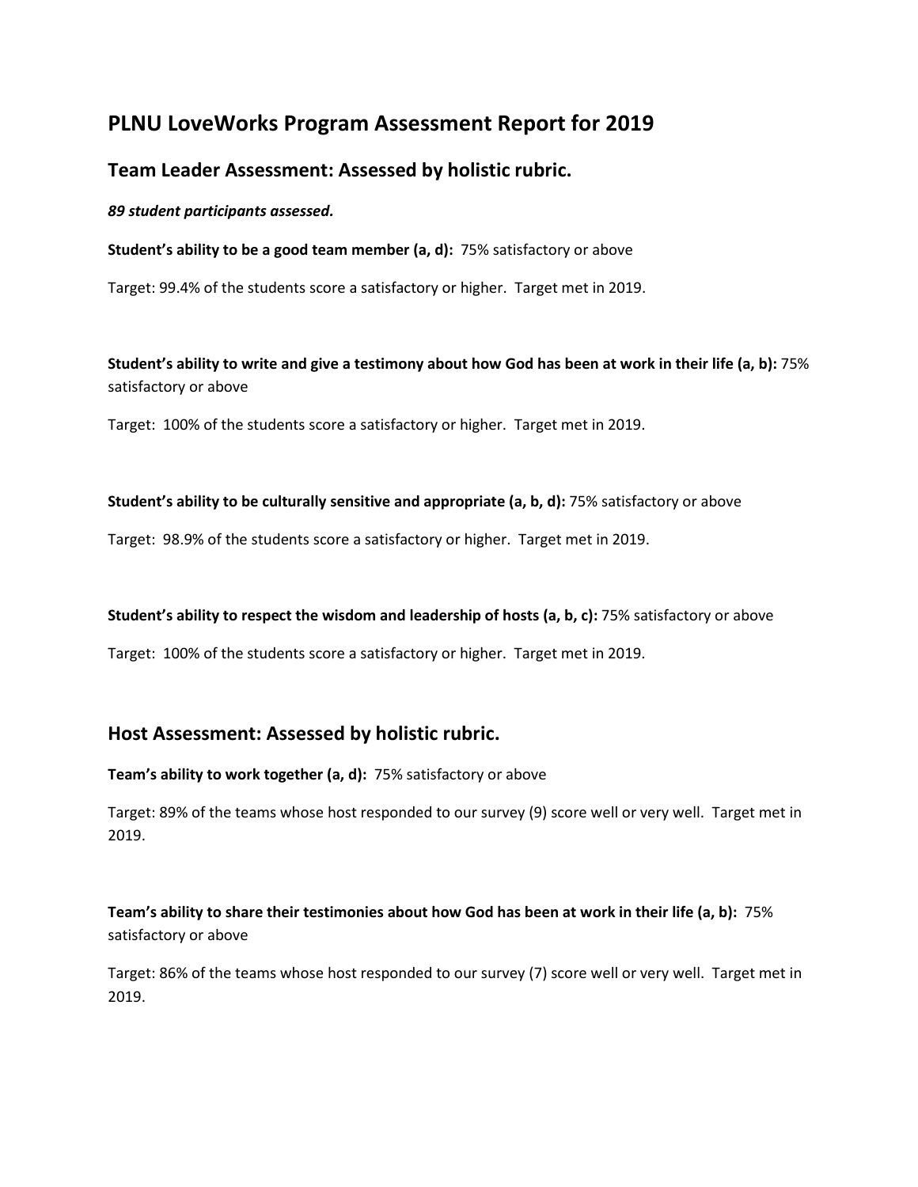# PLNU LoveWorks Program Assessment Report for 2019

## Team Leader Assessment: Assessed by holistic rubric.

***89 student participants assessed.***

**Student's ability to be a good team member (a, d):** 75% satisfactory or above

Target: 99.4% of the students score a satisfactory or higher. Target met in 2019.

**Student's ability to write and give a testimony about how God has been at work in their life (a, b):** 75% satisfactory or above

Target: 100% of the students score a satisfactory or higher. Target met in 2019.

**Student's ability to be culturally sensitive and appropriate (a, b, d):** 75% satisfactory or above

Target: 98.9% of the students score a satisfactory or higher. Target met in 2019.

**Student's ability to respect the wisdom and leadership of hosts (a, b, c):** 75% satisfactory or above

Target: 100% of the students score a satisfactory or higher. Target met in 2019.

## Host Assessment: Assessed by holistic rubric.

**Team's ability to work together (a, d):** 75% satisfactory or above

Target: 89% of the teams whose host responded to our survey (9) score well or very well. Target met in 2019.

**Team's ability to share their testimonies about how God has been at work in their life (a, b):** 75% satisfactory or above

Target: 86% of the teams whose host responded to our survey (7) score well or very well. Target met in 2019.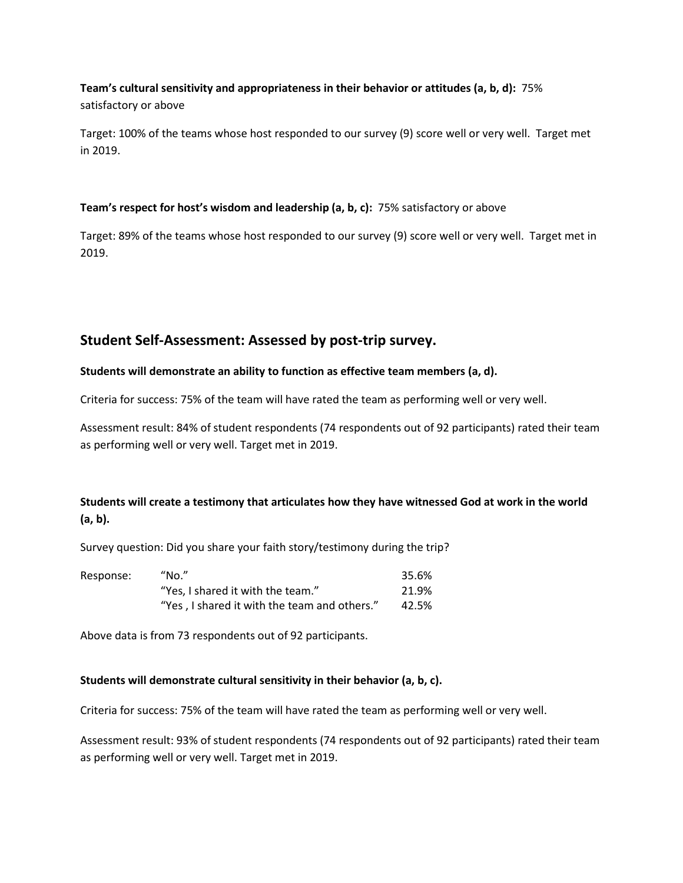**Team's cultural sensitivity and appropriateness in their behavior or attitudes (a, b, d):** 75% satisfactory or above

Target: 100% of the teams whose host responded to our survey (9) score well or very well. Target met in 2019.

**Team's respect for host's wisdom and leadership (a, b, c):** 75% satisfactory or above

Target: 89% of the teams whose host responded to our survey (9) score well or very well. Target met in 2019.

## Student Self-Assessment: Assessed by post-trip survey.

**Students will demonstrate an ability to function as effective team members (a, d).**

Criteria for success: 75% of the team will have rated the team as performing well or very well.

Assessment result: 84% of student respondents (74 respondents out of 92 participants) rated their team as performing well or very well. Target met in 2019.

**Students will create a testimony that articulates how they have witnessed God at work in the world (a, b).**

Survey question: Did you share your faith story/testimony during the trip?

| | | |
|---|---|---|
| Response: | "No." | 35.6% |
| | "Yes, I shared it with the team." | 21.9% |
| | "Yes , I shared it with the team and others." | 42.5% |

Above data is from 73 respondents out of 92 participants.

**Students will demonstrate cultural sensitivity in their behavior (a, b, c).**

Criteria for success: 75% of the team will have rated the team as performing well or very well.

Assessment result: 93% of student respondents (74 respondents out of 92 participants) rated their team as performing well or very well. Target met in 2019.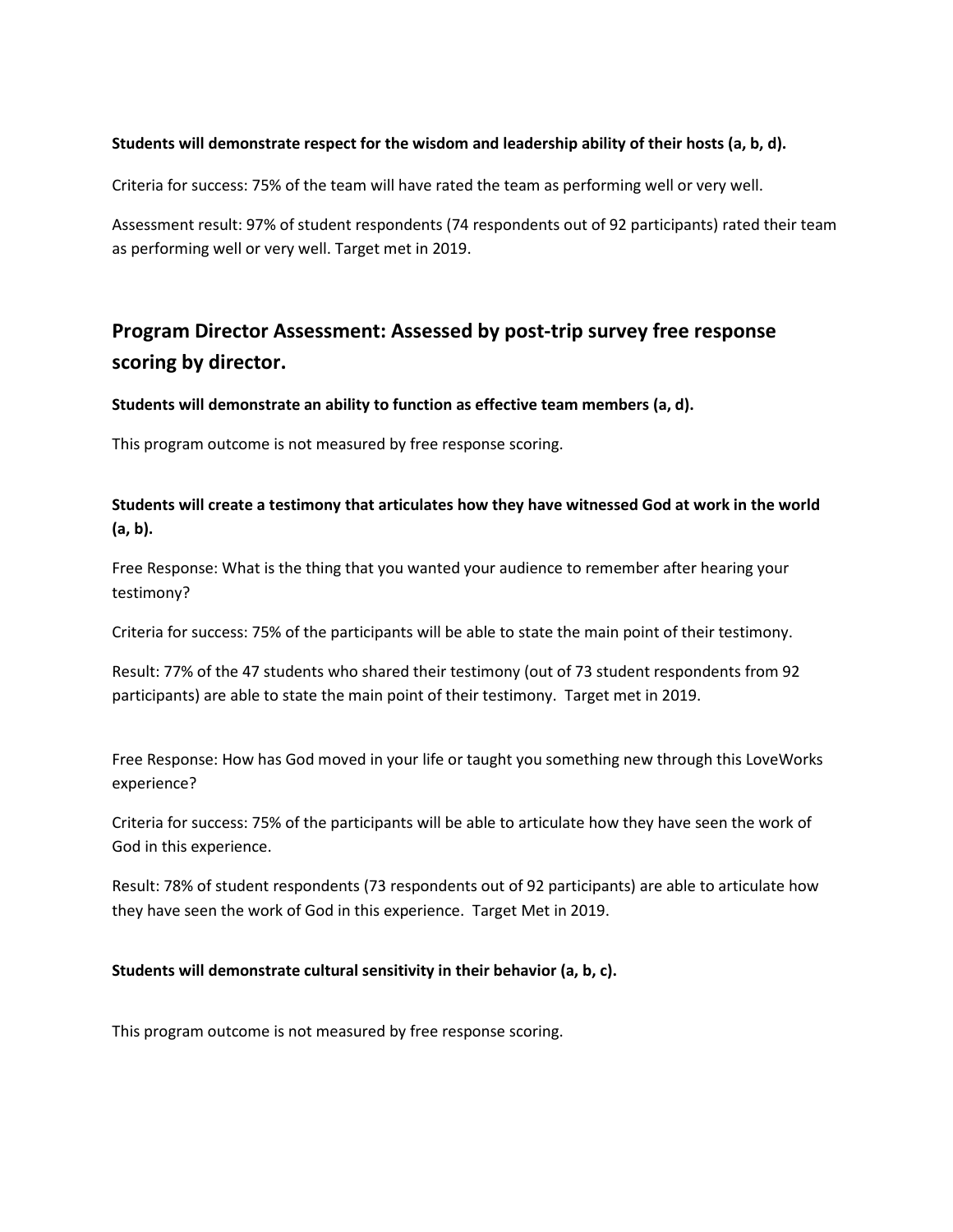**Students will demonstrate respect for the wisdom and leadership ability of their hosts (a, b, d).**

Criteria for success: 75% of the team will have rated the team as performing well or very well.

Assessment result: 97% of student respondents (74 respondents out of 92 participants) rated their team as performing well or very well. Target met in 2019.

## Program Director Assessment: Assessed by post-trip survey free response scoring by director.

**Students will demonstrate an ability to function as effective team members (a, d).**

This program outcome is not measured by free response scoring.

**Students will create a testimony that articulates how they have witnessed God at work in the world (a, b).**

Free Response: What is the thing that you wanted your audience to remember after hearing your testimony?

Criteria for success: 75% of the participants will be able to state the main point of their testimony.

Result: 77% of the 47 students who shared their testimony (out of 73 student respondents from 92 participants) are able to state the main point of their testimony. Target met in 2019.

Free Response: How has God moved in your life or taught you something new through this LoveWorks experience?

Criteria for success: 75% of the participants will be able to articulate how they have seen the work of God in this experience.

Result: 78% of student respondents (73 respondents out of 92 participants) are able to articulate how they have seen the work of God in this experience. Target Met in 2019.

**Students will demonstrate cultural sensitivity in their behavior (a, b, c).**

This program outcome is not measured by free response scoring.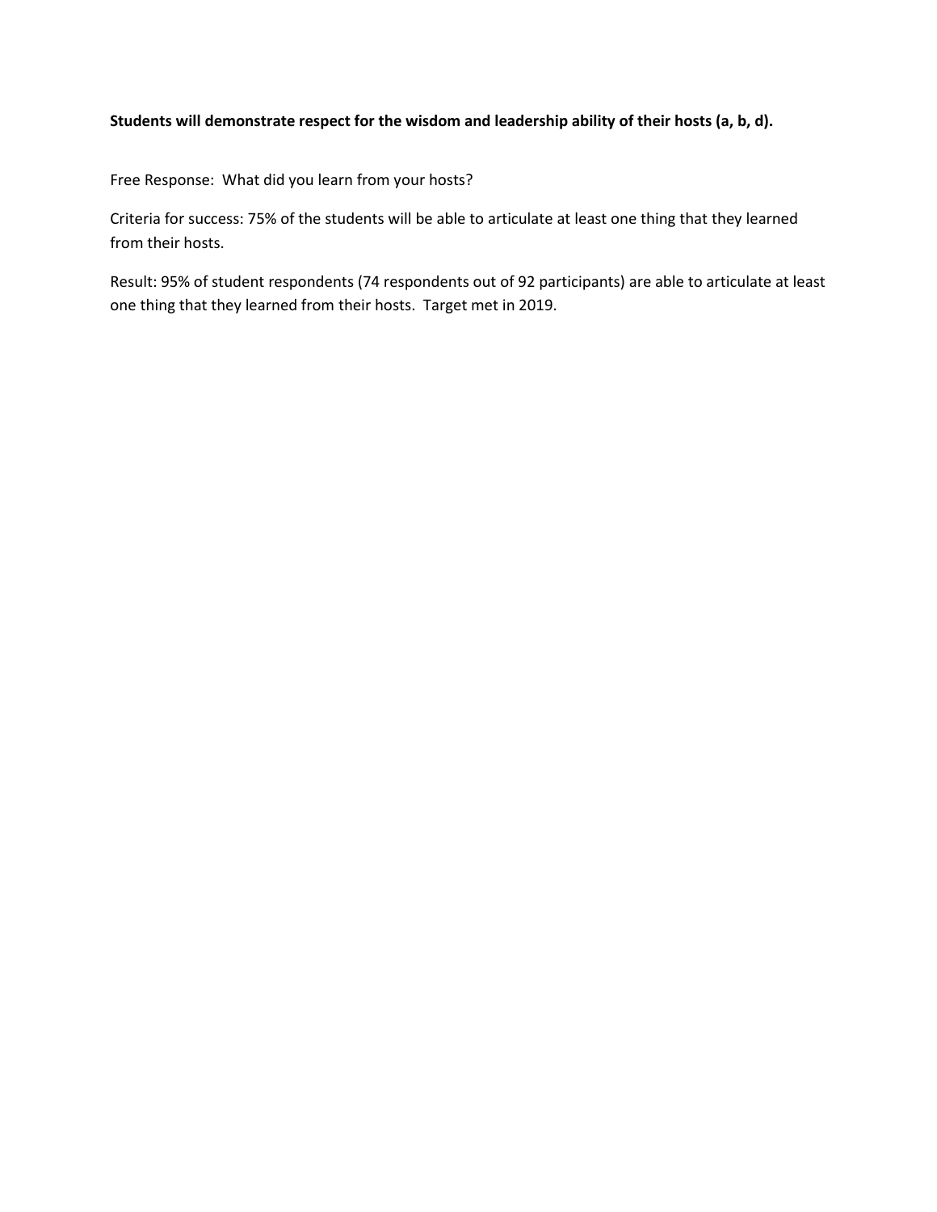**Students will demonstrate respect for the wisdom and leadership ability of their hosts (a, b, d).**

Free Response: What did you learn from your hosts?

Criteria for success: 75% of the students will be able to articulate at least one thing that they learned from their hosts.

Result: 95% of student respondents (74 respondents out of 92 participants) are able to articulate at least one thing that they learned from their hosts. Target met in 2019.